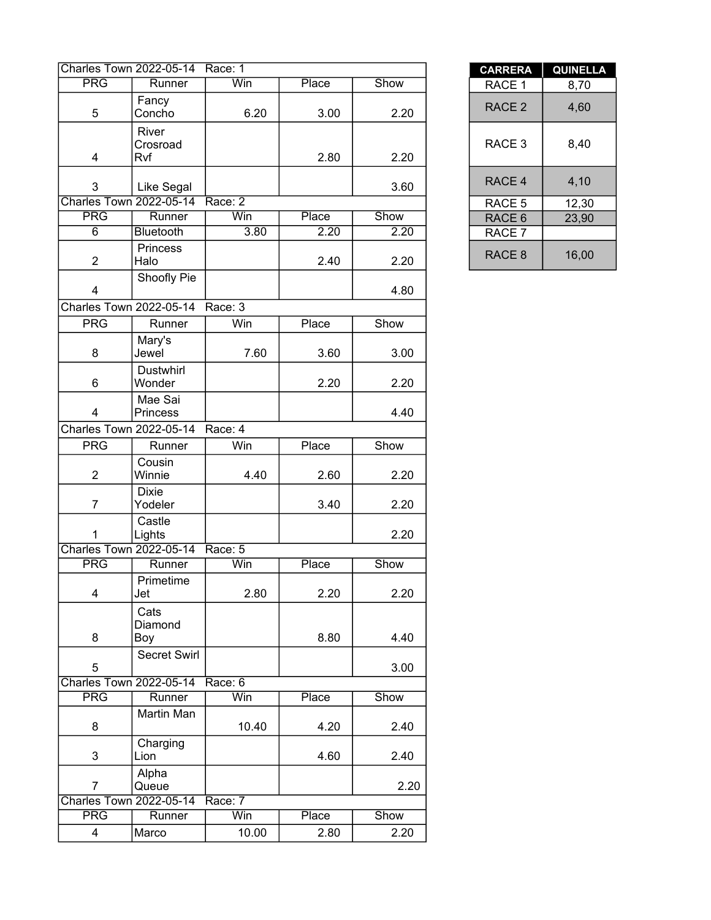| Charles Town 2022-05-14 | Race: 1 | | | |
|---|---|---|---|---|
| PRG | Runner | Win | Place | Show |
| 5 | Fancy Concho | 6.20 | 3.00 | 2.20 |
| 4 | River Crosroad Rvf | | 2.80 | 2.20 |
| 3 | Like Segal | | | 3.60 |

| Charles Town 2022-05-14 | Race: 2 | | | |
|---|---|---|---|---|
| PRG | Runner | Win | Place | Show |
| 6 | Bluetooth | 3.80 | 2.20 | 2.20 |
| 2 | Princess Halo | | 2.40 | 2.20 |
| 4 | Shoofly Pie | | | 4.80 |

| Charles Town 2022-05-14 | Race: 3 | | | |
|---|---|---|---|---|
| PRG | Runner | Win | Place | Show |
| 8 | Mary's Jewel | 7.60 | 3.60 | 3.00 |
| 6 | Dustwhirl Wonder | | 2.20 | 2.20 |
| 4 | Mae Sai Princess | | | 4.40 |

| Charles Town 2022-05-14 | Race: 4 | | | |
|---|---|---|---|---|
| PRG | Runner | Win | Place | Show |
| 2 | Cousin Winnie | 4.40 | 2.60 | 2.20 |
| 7 | Dixie Yodeler | | 3.40 | 2.20 |
| 1 | Castle Lights | | | 2.20 |

| Charles Town 2022-05-14 | Race: 5 | | | |
|---|---|---|---|---|
| PRG | Runner | Win | Place | Show |
| 4 | Primetime Jet | 2.80 | 2.20 | 2.20 |
| 8 | Cats Diamond Boy | | 8.80 | 4.40 |
| 5 | Secret Swirl | | | 3.00 |

| Charles Town 2022-05-14 | Race: 6 | | | |
|---|---|---|---|---|
| PRG | Runner | Win | Place | Show |
| 8 | Martin Man | 10.40 | 4.20 | 2.40 |
| 3 | Charging Lion | | 4.60 | 2.40 |
| 7 | Alpha Queue | | | 2.20 |

| Charles Town 2022-05-14 | Race: 7 | | | |
|---|---|---|---|---|
| PRG | Runner | Win | Place | Show |
| 4 | Marco | 10.00 | 2.80 | 2.20 |

| CARRERA | QUINELLA |
|---|---|
| RACE 1 | 8,70 |
| RACE 2 | 4,60 |
| RACE 3 | 8,40 |
| RACE 4 | 4,10 |
| RACE 5 | 12,30 |
| RACE 6 | 23,90 |
| RACE 7 | |
| RACE 8 | 16,00 |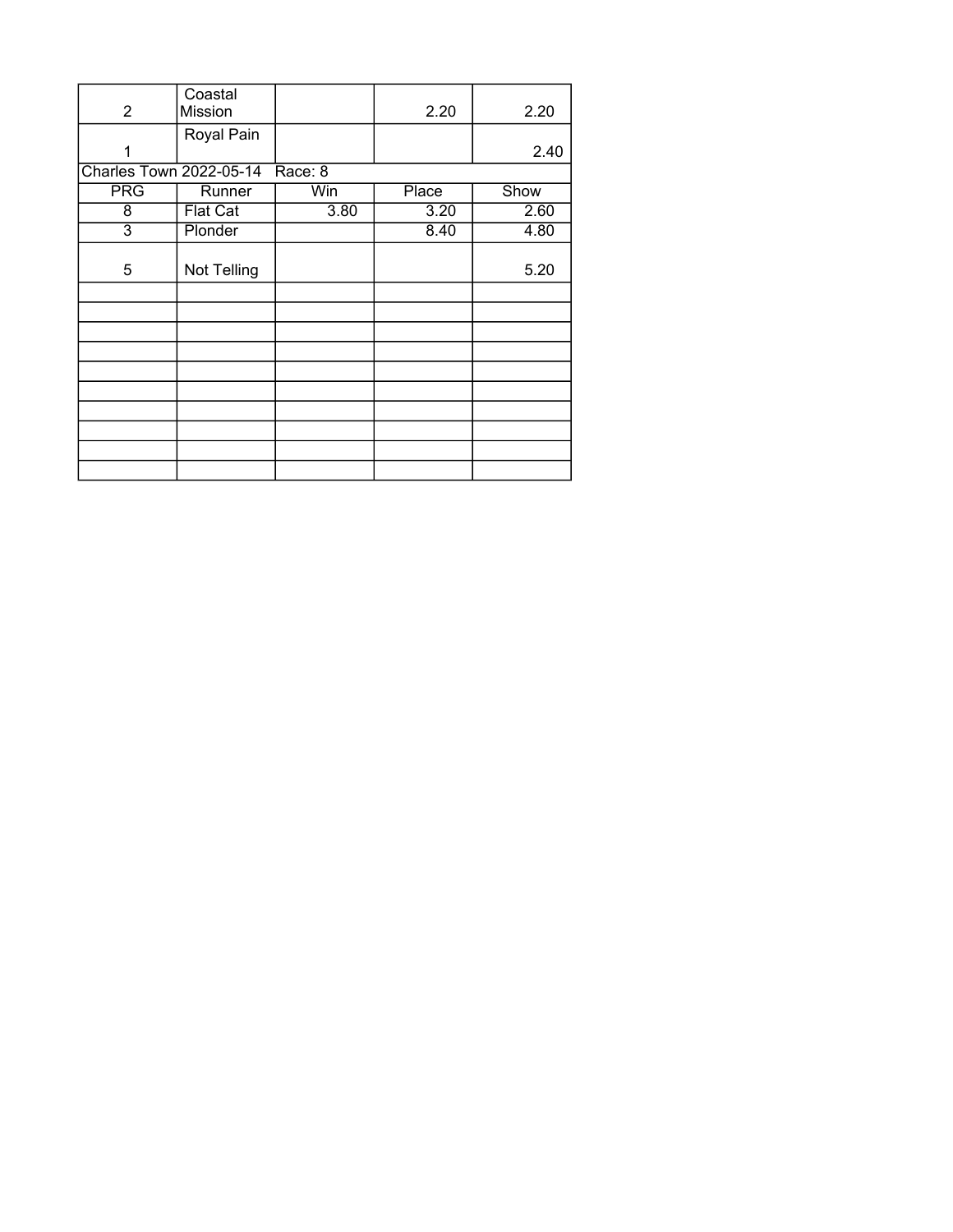| | | | | |
|---|---|---|---|---|
| 2 | Coastal Mission | | 2.20 | 2.20 |
| 1 | Royal Pain | | | 2.40 |

Charles Town 2022-05-14 Race: 8

| PRG | Runner | Win | Place | Show |
|---|---|---|---|---|
| 8 | Flat Cat | 3.80 | 3.20 | 2.60 |
| 3 | Plonder | | 8.40 | 4.80 |
| 5 | Not Telling | | | 5.20 |
| | | | | |
| | | | | |
| | | | | |
| | | | | |
| | | | | |
| | | | | |
| | | | | |
| | | | | |
| | | | | |
| | | | | |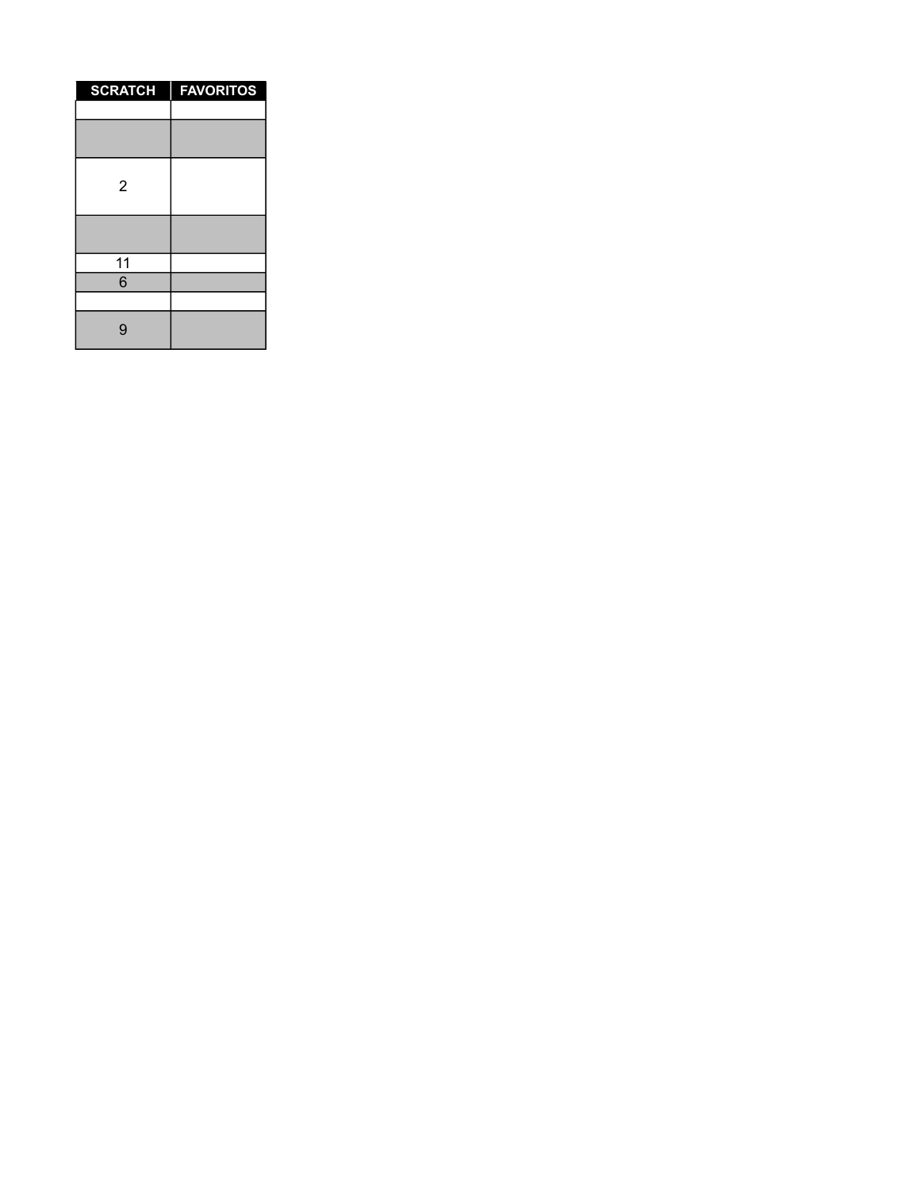| SCRATCH | FAVORITOS |
| --- | --- |
| | |
| | |
| 2 | |
| | |
| 11 | |
| 6 | |
| | |
| 9 | |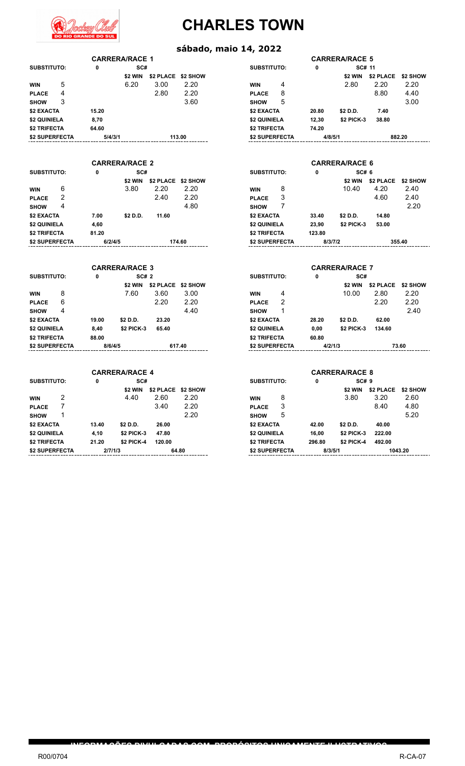# CHARLES TOWN

## sábado, maio 14, 2022

### CARRERA/RACE 1

| SUBSTITUTO: | | 0 | SC# | | |
|---|---|---|---|---|---|
| | | | $2 WIN | $2 PLACE | $2 SHOW |
| WIN | 5 | | 6.20 | 3.00 | 2.20 |
| PLACE | 4 | | | 2.80 | 2.20 |
| SHOW | 3 | | | | 3.60 |
| $2 EXACTA | | 15.20 | | | |
| $2 QUINIELA | | 8,70 | | | |
| $2 TRIFECTA | | 64.60 | | | |
| $2 SUPERFECTA | | 5/4/3/1 | | 113.00 | |

### CARRERA/RACE 2

| SUBSTITUTO: | | 0 | SC# | | |
|---|---|---|---|---|---|
| | | | $2 WIN | $2 PLACE | $2 SHOW |
| WIN | 6 | | 3.80 | 2.20 | 2.20 |
| PLACE | 2 | | | 2.40 | 2.20 |
| SHOW | 4 | | | | 4.80 |
| $2 EXACTA | | 7.00 | $2 D.D. | 11.60 | |
| $2 QUINIELA | | 4,60 | | | |
| $2 TRIFECTA | | 81.20 | | | |
| $2 SUPERFECTA | | 6/2/4/5 | | 174.60 | |

### CARRERA/RACE 3

| SUBSTITUTO: | | 0 | SC# 2 | | |
|---|---|---|---|---|---|
| | | | $2 WIN | $2 PLACE | $2 SHOW |
| WIN | 8 | | 7.60 | 3.60 | 3.00 |
| PLACE | 6 | | | 2.20 | 2.20 |
| SHOW | 4 | | | | 4.40 |
| $2 EXACTA | | 19.00 | $2 D.D. | 23.20 | |
| $2 QUINIELA | | 8,40 | $2 PICK-3 | 65.40 | |
| $2 TRIFECTA | | 88.00 | | | |
| $2 SUPERFECTA | | 8/6/4/5 | | 617.40 | |

### CARRERA/RACE 4

| SUBSTITUTO: | | 0 | SC# | | |
|---|---|---|---|---|---|
| | | | $2 WIN | $2 PLACE | $2 SHOW |
| WIN | 2 | | 4.40 | 2.60 | 2.20 |
| PLACE | 7 | | | 3.40 | 2.20 |
| SHOW | 1 | | | | 2.20 |
| $2 EXACTA | | 13.40 | $2 D.D. | 26.00 | |
| $2 QUINIELA | | 4,10 | $2 PICK-3 | 47.80 | |
| $2 TRIFECTA | | 21.20 | $2 PICK-4 | 120.00 | |
| $2 SUPERFECTA | | 2/7/1/3 | | 64.80 | |

### CARRERA/RACE 5

| SUBSTITUTO: | | 0 | SC# 11 | | |
|---|---|---|---|---|---|
| | | | $2 WIN | $2 PLACE | $2 SHOW |
| WIN | 4 | | 2.80 | 2.20 | 2.20 |
| PLACE | 8 | | | 8.80 | 4.40 |
| SHOW | 5 | | | | 3.00 |
| $2 EXACTA | | 20.80 | $2 D.D. | 7.40 | |
| $2 QUINIELA | | 12,30 | $2 PICK-3 | 38.80 | |
| $2 TRIFECTA | | 74.20 | | | |
| $2 SUPERFECTA | | 4/8/5/1 | | 882.20 | |

### CARRERA/RACE 6

| SUBSTITUTO: | | 0 | SC# 6 | | |
|---|---|---|---|---|---|
| | | | $2 WIN | $2 PLACE | $2 SHOW |
| WIN | 8 | | 10.40 | 4.20 | 2.40 |
| PLACE | 3 | | | 4.60 | 2.40 |
| SHOW | 7 | | | | 2.20 |
| $2 EXACTA | | 33.40 | $2 D.D. | 14.80 | |
| $2 QUINIELA | | 23,90 | $2 PICK-3 | 53.00 | |
| $2 TRIFECTA | | 123.80 | | | |
| $2 SUPERFECTA | | 8/3/7/2 | | 355.40 | |

### CARRERA/RACE 7

| SUBSTITUTO: | | 0 | SC# | | |
|---|---|---|---|---|---|
| | | | $2 WIN | $2 PLACE | $2 SHOW |
| WIN | 4 | | 10.00 | 2.80 | 2.20 |
| PLACE | 2 | | | 2.20 | 2.20 |
| SHOW | 1 | | | | 2.40 |
| $2 EXACTA | | 28.20 | $2 D.D. | 62.00 | |
| $2 QUINIELA | | 0,00 | $2 PICK-3 | 134.60 | |
| $2 TRIFECTA | | 60.80 | | | |
| $2 SUPERFECTA | | 4/2/1/3 | | 73.60 | |

### CARRERA/RACE 8

| SUBSTITUTO: | | 0 | SC# 9 | | |
|---|---|---|---|---|---|
| | | | $2 WIN | $2 PLACE | $2 SHOW |
| WIN | 8 | | 3.80 | 3.20 | 2.60 |
| PLACE | 3 | | | 8.40 | 4.80 |
| SHOW | 5 | | | | 5.20 |
| $2 EXACTA | | 42.00 | $2 D.D. | 40.00 | |
| $2 QUINIELA | | 16,00 | $2 PICK-3 | 222.00 | |
| $2 TRIFECTA | | 296.80 | $2 PICK-4 | 492.00 | |
| $2 SUPERFECTA | | 8/3/5/1 | | 1043.20 | |

INFORMAÇÕES DIVULGADAS COM PROPÓSITOS UNICAMENTE ILUSTRATIVOS

R00/0704 R-CA-07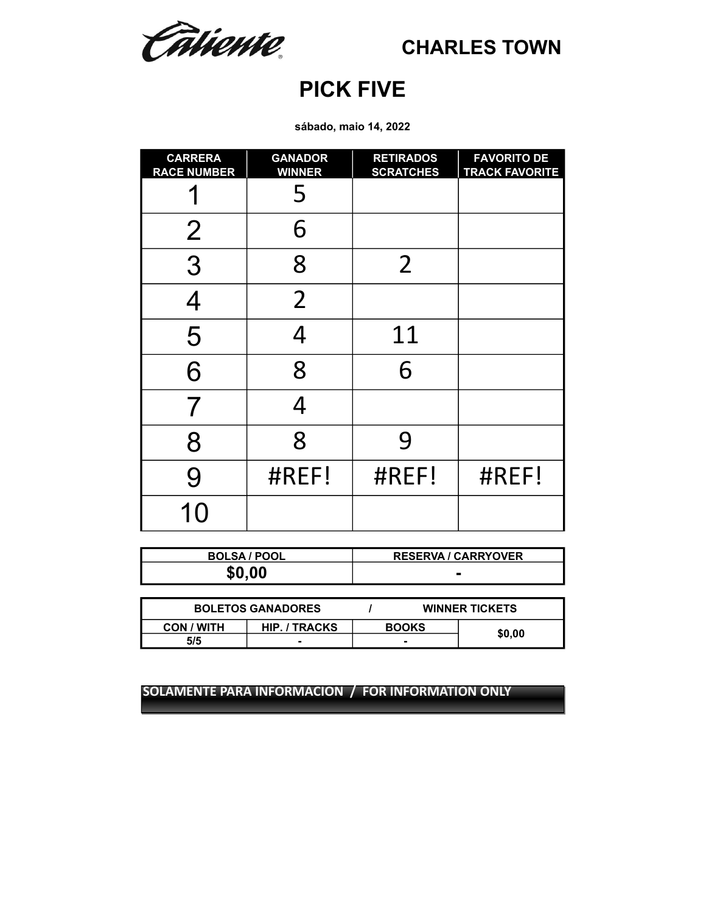Caliente

## CHARLES TOWN

# PICK FIVE

**sábado, maio 14, 2022**

| CARRERA RACE NUMBER | GANADOR WINNER | RETIRADOS SCRATCHES | FAVORITO DE TRACK FAVORITE |
|---|---|---|---|
| 1 | 5 | | |
| 2 | 6 | | |
| 3 | 8 | 2 | |
| 4 | 2 | | |
| 5 | 4 | 11 | |
| 6 | 8 | 6 | |
| 7 | 4 | | |
| 8 | 8 | 9 | |
| 9 | #REF! | #REF! | #REF! |
| 10 | | | |

| BOLSA / POOL | RESERVA / CARRYOVER |
|---|---|
| $0,00 | - |

| BOLETOS GANADORES / WINNER TICKETS | | | |
|---|---|---|---|
| CON / WITH | HIP. / TRACKS | BOOKS | $0,00 |
| 5/5 | - | - | |

**SOLAMENTE PARA INFORMACION / FOR INFORMATION ONLY**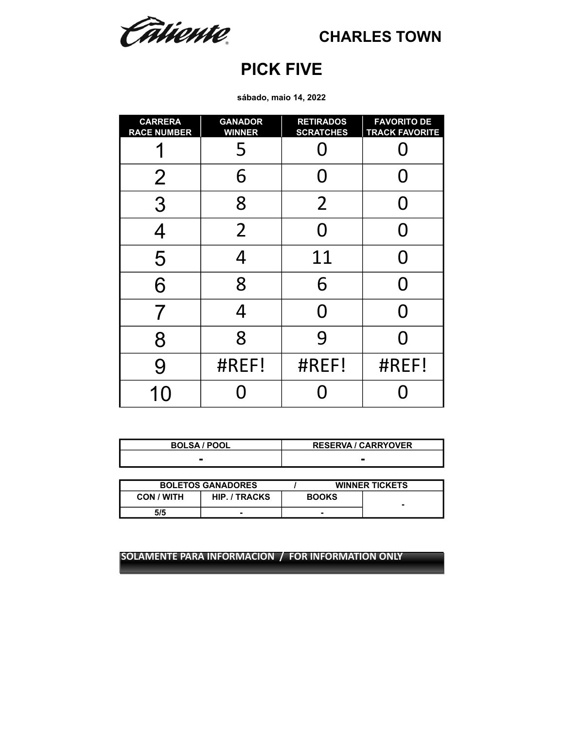Caliente

CHARLES TOWN

# PICK FIVE

**sábado, maio 14, 2022**

| CARRERA RACE NUMBER | GANADOR WINNER | RETIRADOS SCRATCHES | FAVORITO DE TRACK FAVORITE |
|---|---|---|---|
| 1 | 5 | 0 | 0 |
| 2 | 6 | 0 | 0 |
| 3 | 8 | 2 | 0 |
| 4 | 2 | 0 | 0 |
| 5 | 4 | 11 | 0 |
| 6 | 8 | 6 | 0 |
| 7 | 4 | 0 | 0 |
| 8 | 8 | 9 | 0 |
| 9 | #REF! | #REF! | #REF! |
| 10 | 0 | 0 | 0 |

| BOLSA / POOL | RESERVA / CARRYOVER |
|---|---|
| - | - |

| BOLETOS GANADORES / WINNER TICKETS | | | |
|---|---|---|---|
| CON / WITH | HIP. / TRACKS | BOOKS | - |
| 5/5 | - | - | |

**SOLAMENTE PARA INFORMACION / FOR INFORMATION ONLY**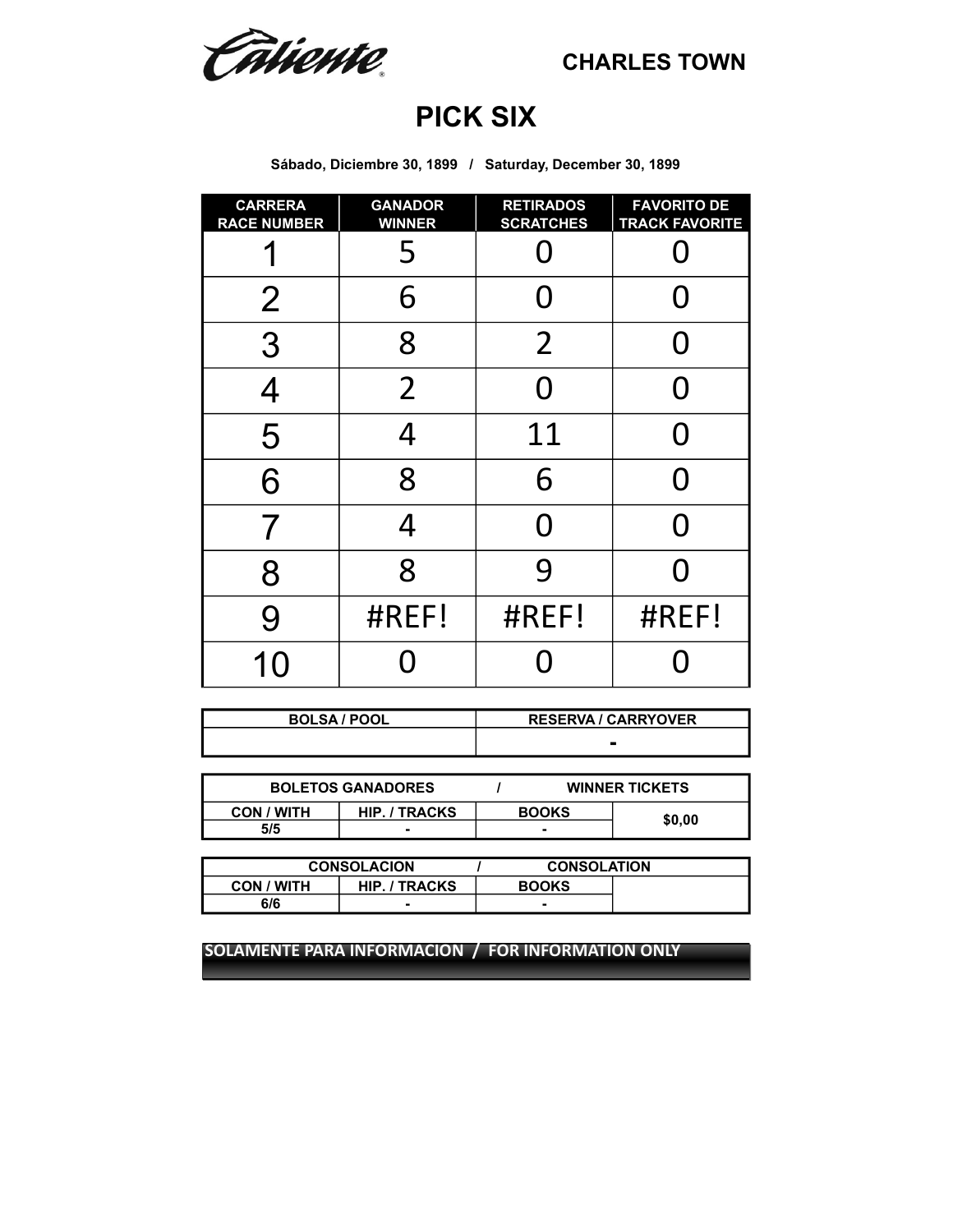Caliente

CHARLES TOWN

# PICK SIX

**Sábado, Diciembre 30, 1899 / Saturday, December 30, 1899**

| CARRERA RACE NUMBER | GANADOR WINNER | RETIRADOS SCRATCHES | FAVORITO DE TRACK FAVORITE |
|---|---|---|---|
| 1 | 5 | 0 | 0 |
| 2 | 6 | 0 | 0 |
| 3 | 8 | 2 | 0 |
| 4 | 2 | 0 | 0 |
| 5 | 4 | 11 | 0 |
| 6 | 8 | 6 | 0 |
| 7 | 4 | 0 | 0 |
| 8 | 8 | 9 | 0 |
| 9 | #REF! | #REF! | #REF! |
| 10 | 0 | 0 | 0 |

| BOLSA / POOL | RESERVA / CARRYOVER |
|---|---|
| | - |

| BOLETOS GANADORES / WINNER TICKETS | | | |
|---|---|---|---|
| CON / WITH | HIP. / TRACKS | BOOKS | $0,00 |
| 5/5 | - | - | |

| CONSOLACION / CONSOLATION | | | |
|---|---|---|---|
| CON / WITH | HIP. / TRACKS | BOOKS | |
| 6/6 | - | - | |

**SOLAMENTE PARA INFORMACION / FOR INFORMATION ONLY**